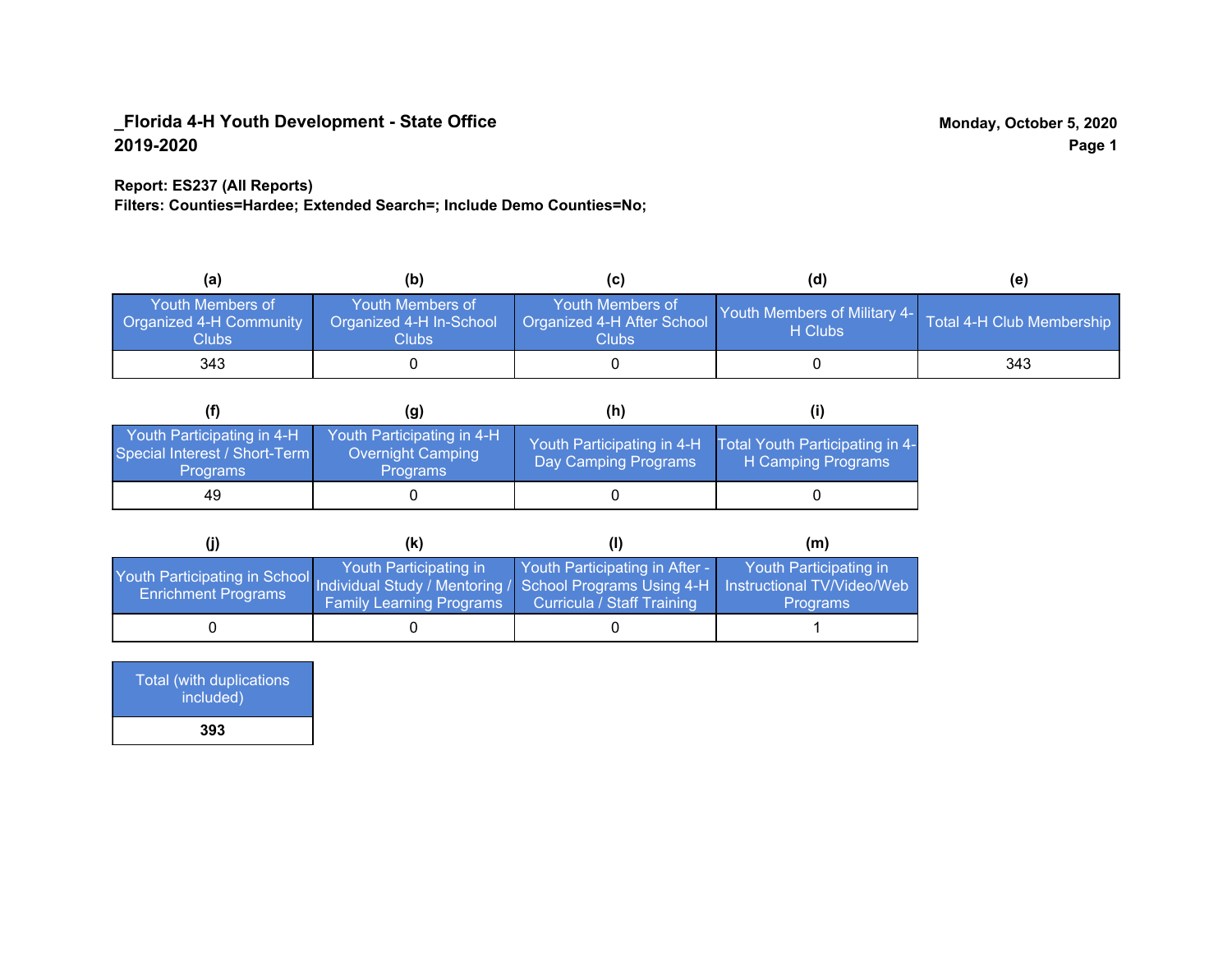**_Florida 4-H Youth Development - State Office**
**2019-2020**

**Monday, October 5, 2020**

**Report: ES237 (All Reports)**
**Filters: Counties=Hardee; Extended Search=; Include Demo Counties=No;**

| (a) | (b) | (c) | (d) | (e) |
|---|---|---|---|---|
| Youth Members of Organized 4-H Community Clubs | Youth Members of Organized 4-H In-School Clubs | Youth Members of Organized 4-H After School Clubs | Youth Members of Military 4-H Clubs | Total 4-H Club Membership |
| 343 | 0 | 0 | 0 | 343 |

| (f) | (g) | (h) | (i) |
|---|---|---|---|
| Youth Participating in 4-H Special Interest / Short-Term Programs | Youth Participating in 4-H Overnight Camping Programs | Youth Participating in 4-H Day Camping Programs | Total Youth Participating in 4-H Camping Programs |
| 49 | 0 | 0 | 0 |

| (j) | (k) | (l) | (m) |
|---|---|---|---|
| Youth Participating in School Enrichment Programs | Youth Participating in Individual Study / Mentoring / Family Learning Programs | Youth Participating in After - School Programs Using 4-H Curricula / Staff Training | Youth Participating in Instructional TV/Video/Web Programs |
| 0 | 0 | 0 | 1 |

| Total (with duplications included) |
|---|
| **393** |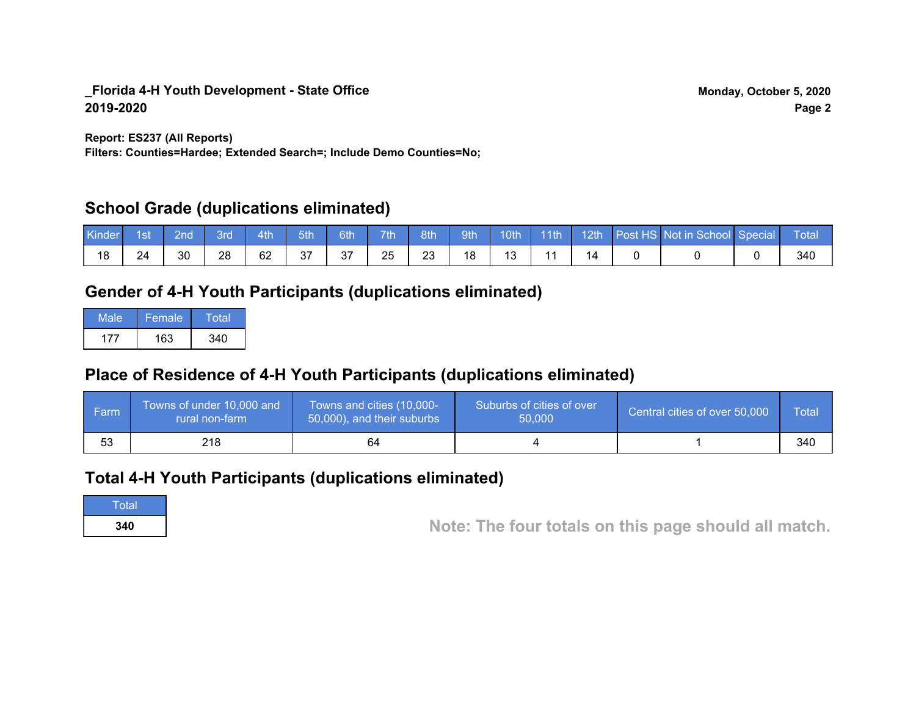**_Florida 4-H Youth Development - State Office**
**2019-2020**

**Monday, October 5, 2020**

**Report: ES237 (All Reports)**
**Filters: Counties=Hardee; Extended Search=; Include Demo Counties=No;**

## School Grade (duplications eliminated)

| Kinder | 1st | 2nd | 3rd | 4th | 5th | 6th | 7th | 8th | 9th | 10th | 11th | 12th | Post HS | Not in School | Special | Total |
|---|---|---|---|---|---|---|---|---|---|---|---|---|---|---|---|---|
| 18 | 24 | 30 | 28 | 62 | 37 | 37 | 25 | 23 | 18 | 13 | 11 | 14 | 0 | 0 | 0 | 340 |

## Gender of 4-H Youth Participants (duplications eliminated)

| Male | Female | Total |
|---|---|---|
| 177 | 163 | 340 |

## Place of Residence of 4-H Youth Participants (duplications eliminated)

| Farm | Towns of under 10,000 and rural non-farm | Towns and cities (10,000-50,000), and their suburbs | Suburbs of cities of over 50,000 | Central cities of over 50,000 | Total |
|---|---|---|---|---|---|
| 53 | 218 | 64 | 4 | 1 | 340 |

## Total 4-H Youth Participants (duplications eliminated)

| Total |
|---|
| **340** |

**Note: The four totals on this page should all match.**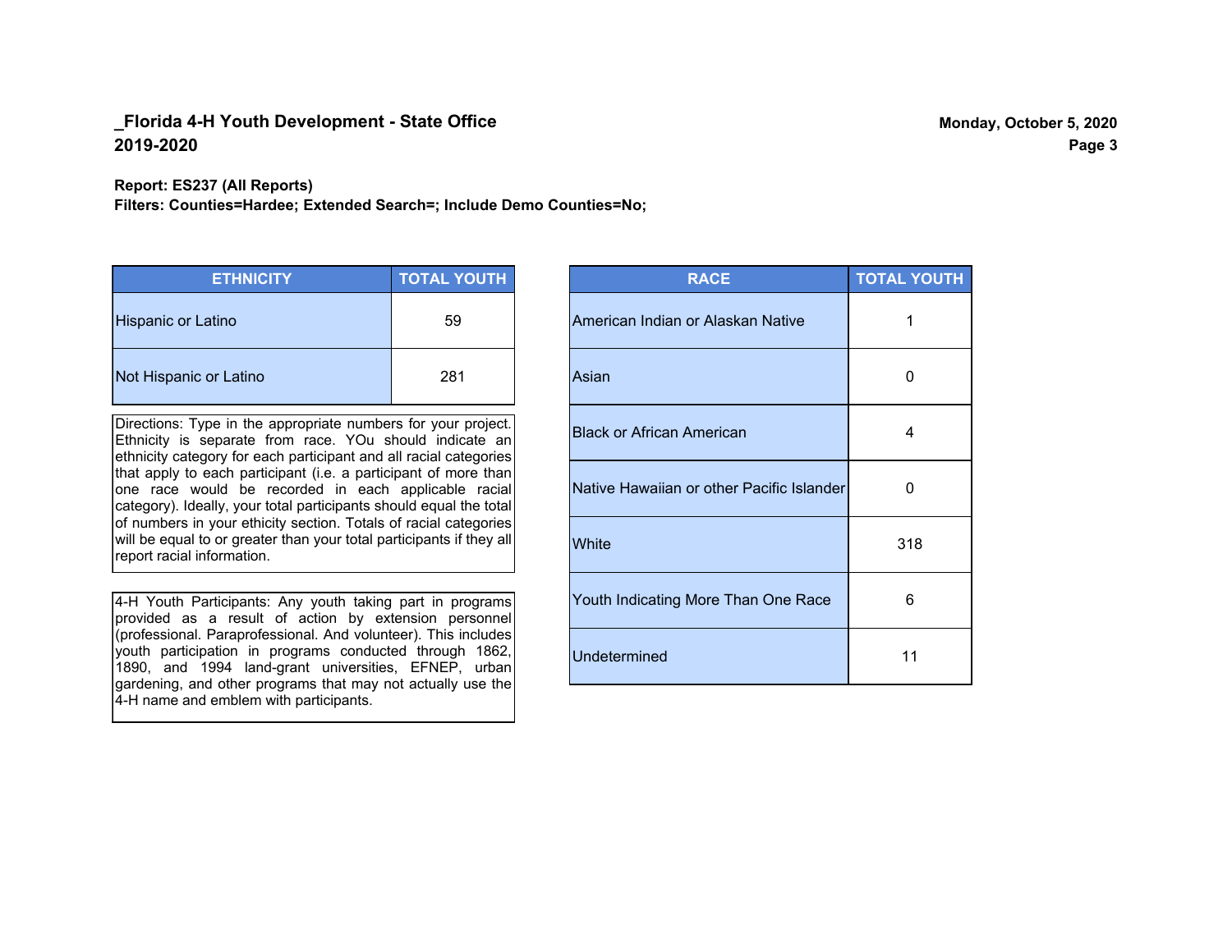**_Florida 4-H Youth Development - State Office**
**2019-2020**

**Report: ES237 (All Reports)**
**Filters: Counties=Hardee; Extended Search=; Include Demo Counties=No;**

| ETHNICITY | TOTAL YOUTH |
|---|---|
| Hispanic or Latino | 59 |
| Not Hispanic or Latino | 281 |

Directions: Type in the appropriate numbers for your project. Ethnicity is separate from race. YOu should indicate an ethnicity category for each participant and all racial categories that apply to each participant (i.e. a participant of more than one race would be recorded in each applicable racial category). Ideally, your total participants should equal the total of numbers in your ethicity section. Totals of racial categories will be equal to or greater than your total participants if they all report racial information.

4-H Youth Participants: Any youth taking part in programs provided as a result of action by extension personnel (professional. Paraprofessional. And volunteer). This includes youth participation in programs conducted through 1862, 1890, and 1994 land-grant universities, EFNEP, urban gardening, and other programs that may not actually use the 4-H name and emblem with participants.

| RACE | TOTAL YOUTH |
|---|---|
| American Indian or Alaskan Native | 1 |
| Asian | 0 |
| Black or African American | 4 |
| Native Hawaiian or other Pacific Islander | 0 |
| White | 318 |
| Youth Indicating More Than One Race | 6 |
| Undetermined | 11 |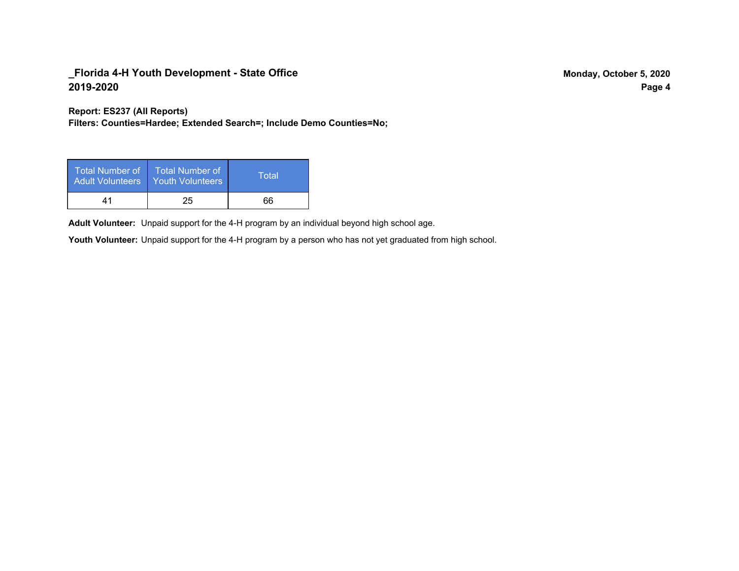**Report: ES237 (All Reports)**
**Filters: Counties=Hardee; Extended Search=; Include Demo Counties=No;**

| Total Number of Adult Volunteers | Total Number of Youth Volunteers | Total |
|---|---|---|
| 41 | 25 | 66 |

**Adult Volunteer:** Unpaid support for the 4-H program by an individual beyond high school age.

**Youth Volunteer:** Unpaid support for the 4-H program by a person who has not yet graduated from high school.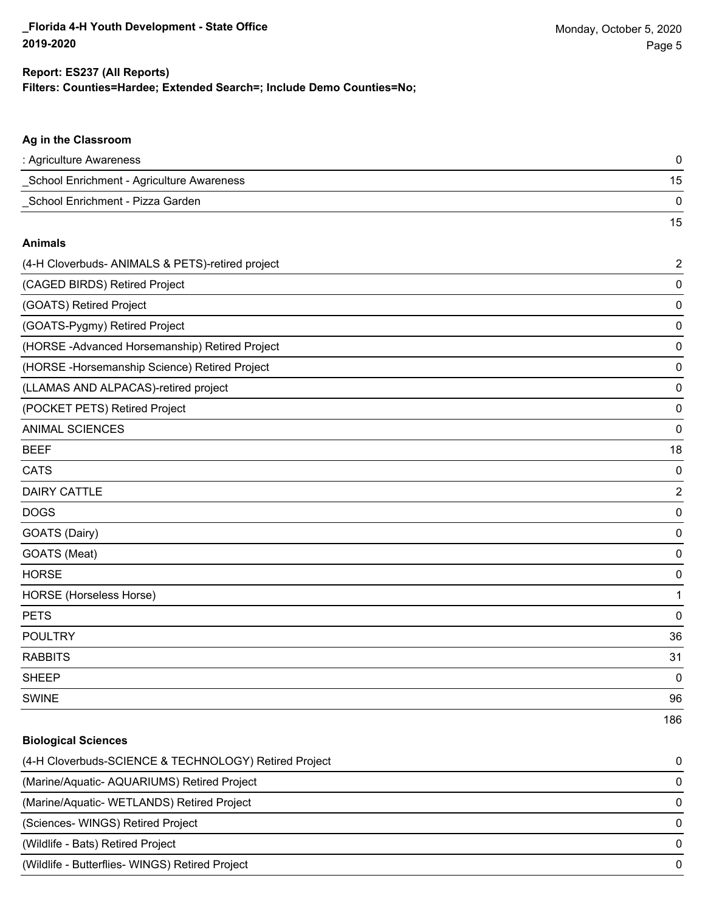**Report: ES237 (All Reports)**
**Filters: Counties=Hardee; Extended Search=; Include Demo Counties=No;**

### Ag in the Classroom

| | |
|---|---|
| : Agriculture Awareness | 0 |
| _School Enrichment - Agriculture Awareness | 15 |
| _School Enrichment - Pizza Garden | 0 |
| | 15 |

### Animals

| | |
|---|---|
| (4-H Cloverbuds- ANIMALS & PETS)-retired project | 2 |
| (CAGED BIRDS) Retired Project | 0 |
| (GOATS) Retired Project | 0 |
| (GOATS-Pygmy) Retired Project | 0 |
| (HORSE -Advanced Horsemanship) Retired Project | 0 |
| (HORSE -Horsemanship Science) Retired Project | 0 |
| (LLAMAS AND ALPACAS)-retired project | 0 |
| (POCKET PETS) Retired Project | 0 |
| ANIMAL SCIENCES | 0 |
| BEEF | 18 |
| CATS | 0 |
| DAIRY CATTLE | 2 |
| DOGS | 0 |
| GOATS (Dairy) | 0 |
| GOATS (Meat) | 0 |
| HORSE | 0 |
| HORSE (Horseless Horse) | 1 |
| PETS | 0 |
| POULTRY | 36 |
| RABBITS | 31 |
| SHEEP | 0 |
| SWINE | 96 |
| | 186 |

### Biological Sciences

| | |
|---|---|
| (4-H Cloverbuds-SCIENCE & TECHNOLOGY) Retired Project | 0 |
| (Marine/Aquatic- AQUARIUMS) Retired Project | 0 |
| (Marine/Aquatic- WETLANDS) Retired Project | 0 |
| (Sciences- WINGS) Retired Project | 0 |
| (Wildlife - Bats) Retired Project | 0 |
| (Wildlife - Butterflies- WINGS) Retired Project | 0 |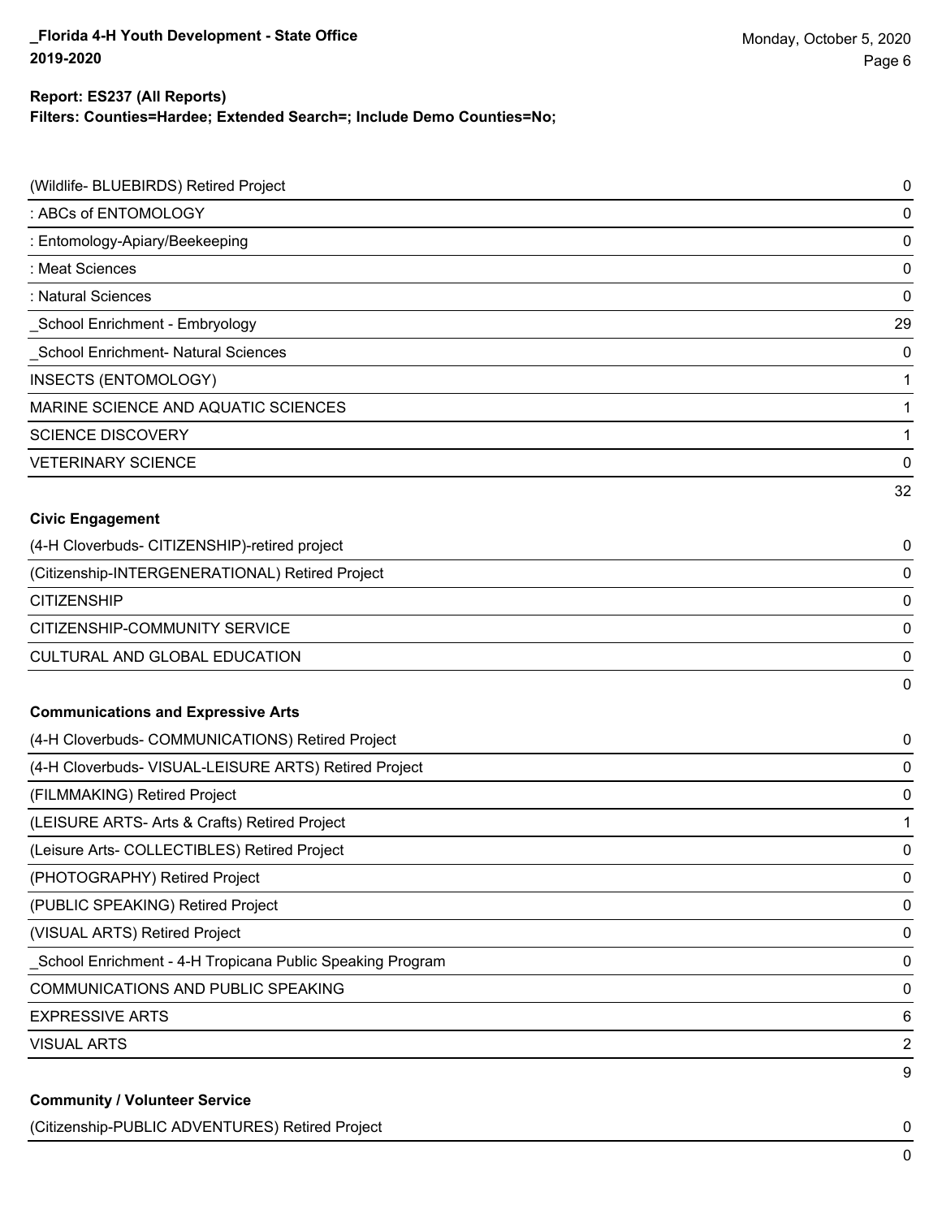**Report: ES237 (All Reports)**
**Filters: Counties=Hardee; Extended Search=; Include Demo Counties=No;**

| | |
|---|---|
| (Wildlife- BLUEBIRDS) Retired Project | 0 |
| : ABCs of ENTOMOLOGY | 0 |
| : Entomology-Apiary/Beekeeping | 0 |
| : Meat Sciences | 0 |
| : Natural Sciences | 0 |
| _School Enrichment - Embryology | 29 |
| _School Enrichment- Natural Sciences | 0 |
| INSECTS (ENTOMOLOGY) | 1 |
| MARINE SCIENCE AND AQUATIC SCIENCES | 1 |
| SCIENCE DISCOVERY | 1 |
| VETERINARY SCIENCE | 0 |
| | 32 |

**Civic Engagement**

| | |
|---|---|
| (4-H Cloverbuds- CITIZENSHIP)-retired project | 0 |
| (Citizenship-INTERGENERATIONAL) Retired Project | 0 |
| CITIZENSHIP | 0 |
| CITIZENSHIP-COMMUNITY SERVICE | 0 |
| CULTURAL AND GLOBAL EDUCATION | 0 |
| | 0 |

**Communications and Expressive Arts**

| | |
|---|---|
| (4-H Cloverbuds- COMMUNICATIONS) Retired Project | 0 |
| (4-H Cloverbuds- VISUAL-LEISURE ARTS) Retired Project | 0 |
| (FILMMAKING) Retired Project | 0 |
| (LEISURE ARTS- Arts & Crafts) Retired Project | 1 |
| (Leisure Arts- COLLECTIBLES) Retired Project | 0 |
| (PHOTOGRAPHY) Retired Project | 0 |
| (PUBLIC SPEAKING) Retired Project | 0 |
| (VISUAL ARTS) Retired Project | 0 |
| _School Enrichment - 4-H Tropicana Public Speaking Program | 0 |
| COMMUNICATIONS AND PUBLIC SPEAKING | 0 |
| EXPRESSIVE ARTS | 6 |
| VISUAL ARTS | 2 |
| | 9 |

**Community / Volunteer Service**

| | |
|---|---|
| (Citizenship-PUBLIC ADVENTURES) Retired Project | 0 |
| | 0 |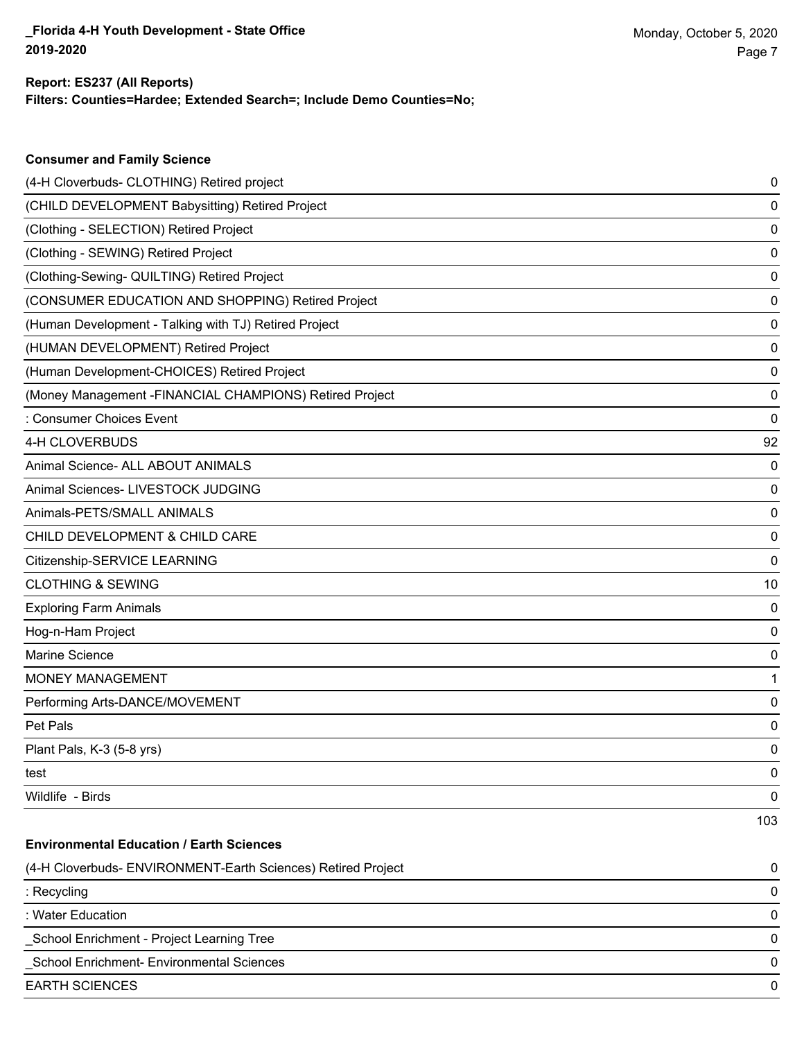**Report: ES237 (All Reports)**
**Filters: Counties=Hardee; Extended Search=; Include Demo Counties=No;**

**Consumer and Family Science**

| | |
|---|---|
| (4-H Cloverbuds- CLOTHING) Retired project | 0 |
| (CHILD DEVELOPMENT Babysitting) Retired Project | 0 |
| (Clothing - SELECTION) Retired Project | 0 |
| (Clothing - SEWING) Retired Project | 0 |
| (Clothing-Sewing- QUILTING) Retired Project | 0 |
| (CONSUMER EDUCATION AND SHOPPING) Retired Project | 0 |
| (Human Development - Talking with TJ) Retired Project | 0 |
| (HUMAN DEVELOPMENT) Retired Project | 0 |
| (Human Development-CHOICES) Retired Project | 0 |
| (Money Management -FINANCIAL CHAMPIONS) Retired Project | 0 |
| : Consumer Choices Event | 0 |
| 4-H CLOVERBUDS | 92 |
| Animal Science- ALL ABOUT ANIMALS | 0 |
| Animal Sciences- LIVESTOCK JUDGING | 0 |
| Animals-PETS/SMALL ANIMALS | 0 |
| CHILD DEVELOPMENT & CHILD CARE | 0 |
| Citizenship-SERVICE LEARNING | 0 |
| CLOTHING & SEWING | 10 |
| Exploring Farm Animals | 0 |
| Hog-n-Ham Project | 0 |
| Marine Science | 0 |
| MONEY MANAGEMENT | 1 |
| Performing Arts-DANCE/MOVEMENT | 0 |
| Pet Pals | 0 |
| Plant Pals, K-3 (5-8 yrs) | 0 |
| test | 0 |
| Wildlife - Birds | 0 |
| | 103 |

**Environmental Education / Earth Sciences**

| | |
|---|---|
| (4-H Cloverbuds- ENVIRONMENT-Earth Sciences) Retired Project | 0 |
| : Recycling | 0 |
| : Water Education | 0 |
| _School Enrichment - Project Learning Tree | 0 |
| _School Enrichment- Environmental Sciences | 0 |
| EARTH SCIENCES | 0 |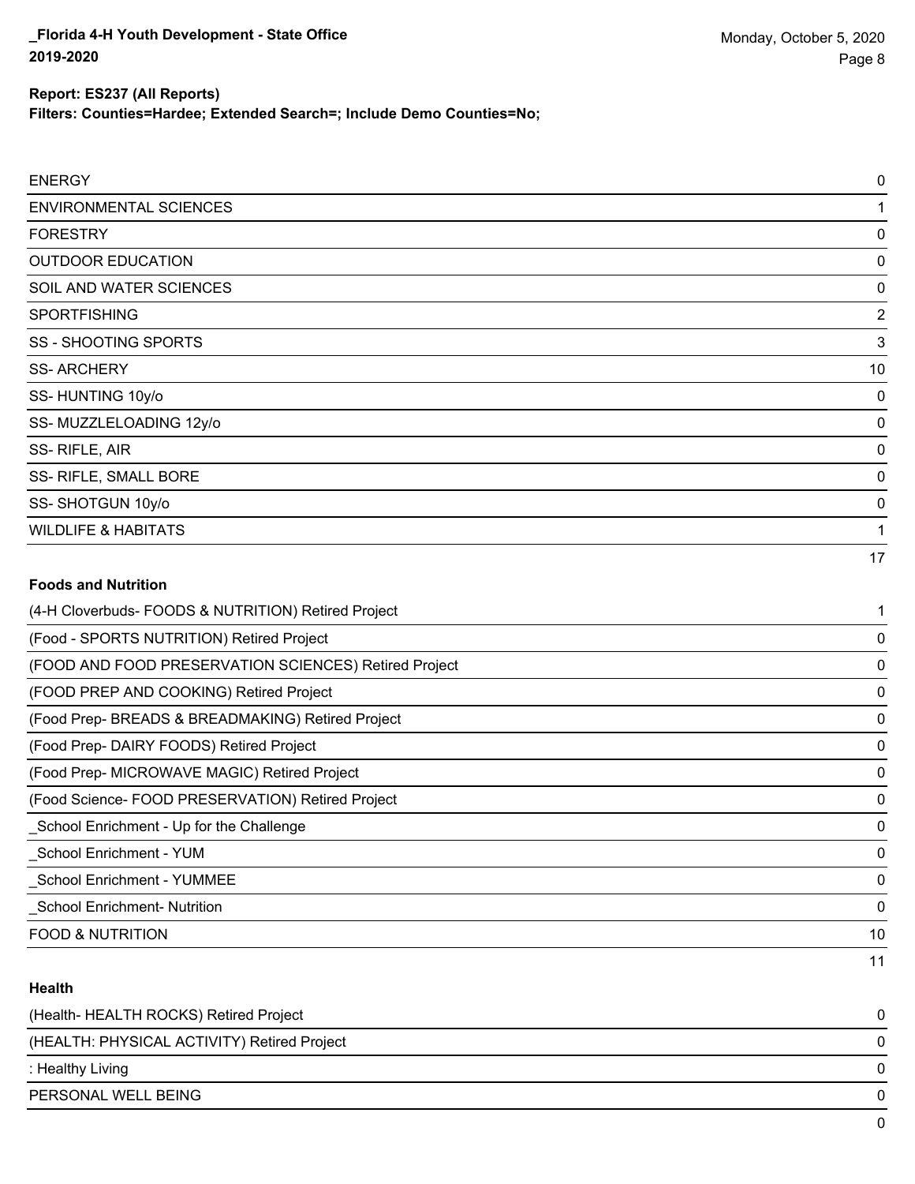| | |
|---|---|
| ENERGY | 0 |
| ENVIRONMENTAL SCIENCES | 1 |
| FORESTRY | 0 |
| OUTDOOR EDUCATION | 0 |
| SOIL AND WATER SCIENCES | 0 |
| SPORTFISHING | 2 |
| SS - SHOOTING SPORTS | 3 |
| SS- ARCHERY | 10 |
| SS- HUNTING 10y/o | 0 |
| SS- MUZZLELOADING 12y/o | 0 |
| SS- RIFLE, AIR | 0 |
| SS- RIFLE, SMALL BORE | 0 |
| SS- SHOTGUN 10y/o | 0 |
| WILDLIFE & HABITATS | 1 |
| | 17 |

**Foods and Nutrition**

| | |
|---|---|
| (4-H Cloverbuds- FOODS & NUTRITION) Retired Project | 1 |
| (Food - SPORTS NUTRITION) Retired Project | 0 |
| (FOOD AND FOOD PRESERVATION SCIENCES) Retired Project | 0 |
| (FOOD PREP AND COOKING) Retired Project | 0 |
| (Food Prep- BREADS & BREADMAKING) Retired Project | 0 |
| (Food Prep- DAIRY FOODS) Retired Project | 0 |
| (Food Prep- MICROWAVE MAGIC) Retired Project | 0 |
| (Food Science- FOOD PRESERVATION) Retired Project | 0 |
| _School Enrichment - Up for the Challenge | 0 |
| _School Enrichment - YUM | 0 |
| _School Enrichment - YUMMEE | 0 |
| _School Enrichment- Nutrition | 0 |
| FOOD & NUTRITION | 10 |
| | 11 |

**Health**

| | |
|---|---|
| (Health- HEALTH ROCKS) Retired Project | 0 |
| (HEALTH: PHYSICAL ACTIVITY) Retired Project | 0 |
| : Healthy Living | 0 |
| PERSONAL WELL BEING | 0 |
| | 0 |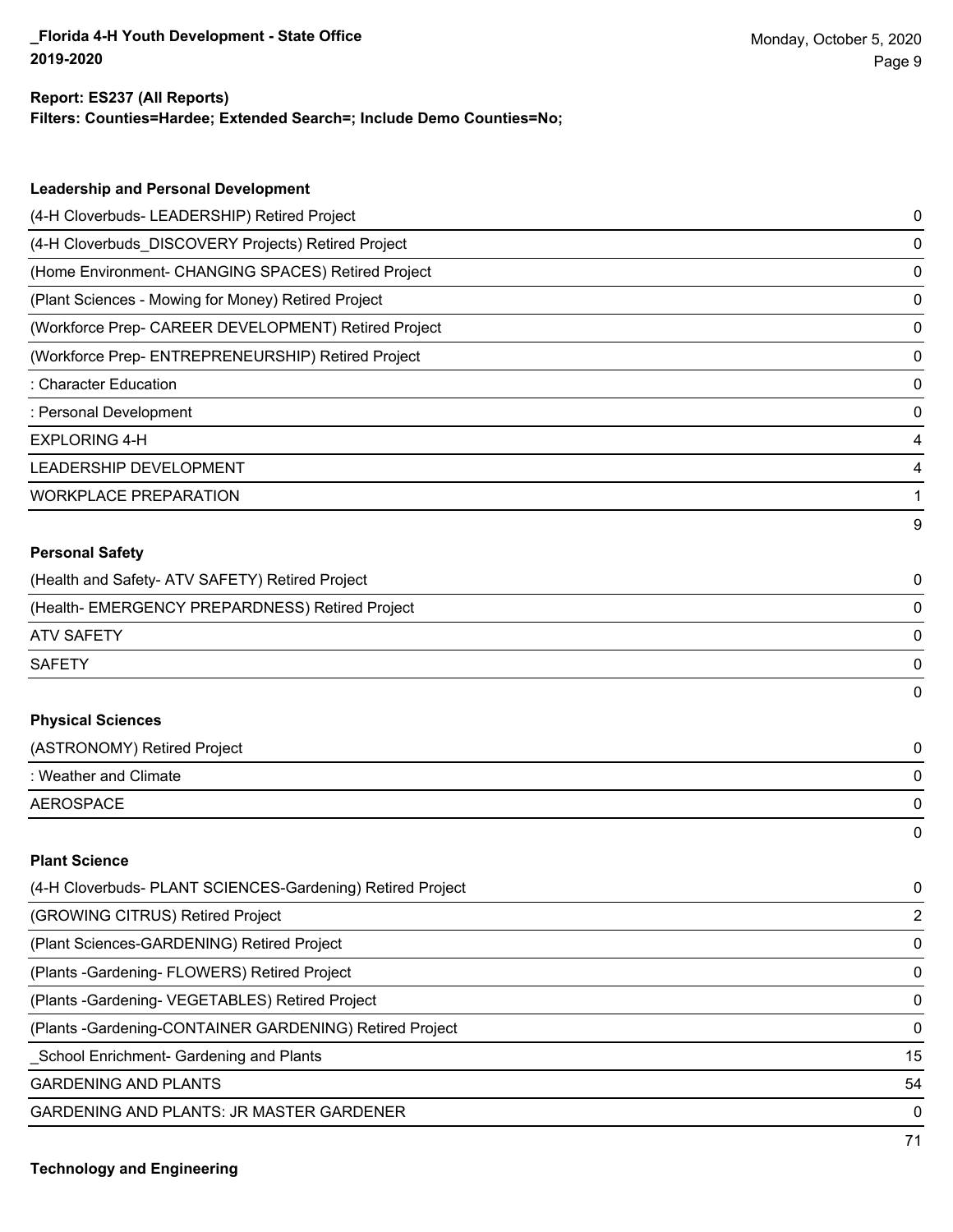**Report: ES237 (All Reports)**
**Filters: Counties=Hardee; Extended Search=; Include Demo Counties=No;**

### Leadership and Personal Development

| Project | Count |
|---|---|
| (4-H Cloverbuds- LEADERSHIP) Retired Project | 0 |
| (4-H Cloverbuds_DISCOVERY Projects) Retired Project | 0 |
| (Home Environment- CHANGING SPACES) Retired Project | 0 |
| (Plant Sciences - Mowing for Money) Retired Project | 0 |
| (Workforce Prep- CAREER DEVELOPMENT) Retired Project | 0 |
| (Workforce Prep- ENTREPRENEURSHIP) Retired Project | 0 |
| : Character Education | 0 |
| : Personal Development | 0 |
| EXPLORING 4-H | 4 |
| LEADERSHIP DEVELOPMENT | 4 |
| WORKPLACE PREPARATION | 1 |
| | 9 |

### Personal Safety

| Project | Count |
|---|---|
| (Health and Safety- ATV SAFETY) Retired Project | 0 |
| (Health- EMERGENCY PREPARDNESS) Retired Project | 0 |
| ATV SAFETY | 0 |
| SAFETY | 0 |
| | 0 |

### Physical Sciences

| Project | Count |
|---|---|
| (ASTRONOMY) Retired Project | 0 |
| : Weather and Climate | 0 |
| AEROSPACE | 0 |
| | 0 |

### Plant Science

| Project | Count |
|---|---|
| (4-H Cloverbuds- PLANT SCIENCES-Gardening) Retired Project | 0 |
| (GROWING CITRUS) Retired Project | 2 |
| (Plant Sciences-GARDENING) Retired Project | 0 |
| (Plants -Gardening- FLOWERS) Retired Project | 0 |
| (Plants -Gardening- VEGETABLES) Retired Project | 0 |
| (Plants -Gardening-CONTAINER GARDENING) Retired Project | 0 |
| _School Enrichment- Gardening and Plants | 15 |
| GARDENING AND PLANTS | 54 |
| GARDENING AND PLANTS: JR MASTER GARDENER | 0 |
| | 71 |

### Technology and Engineering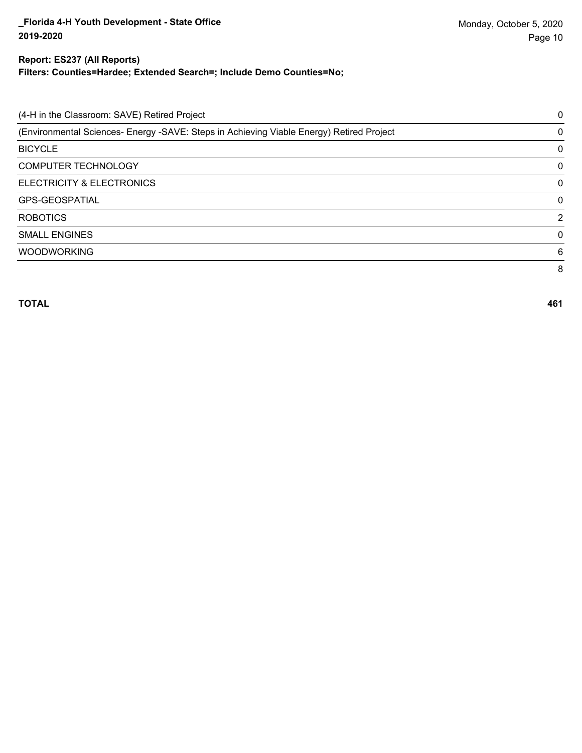**Report: ES237 (All Reports)**
**Filters: Counties=Hardee; Extended Search=; Include Demo Counties=No;**

| | |
|---|---|
| (4-H in the Classroom: SAVE) Retired Project | 0 |
| (Environmental Sciences- Energy -SAVE: Steps in Achieving Viable Energy) Retired Project | 0 |
| BICYCLE | 0 |
| COMPUTER TECHNOLOGY | 0 |
| ELECTRICITY & ELECTRONICS | 0 |
| GPS-GEOSPATIAL | 0 |
| ROBOTICS | 2 |
| SMALL ENGINES | 0 |
| WOODWORKING | 6 |
| | 8 |

**TOTAL** **461**